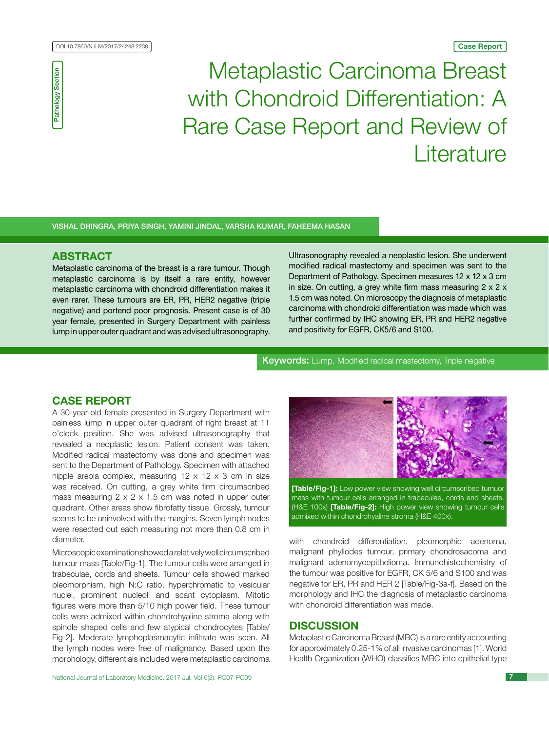DOI:10.7860/NJLM/2017/24248:2238

Case Report

Pathology Section

# Metaplastic Carcinoma Breast with Chondroid Differentiation: A Rare Case Report and Review of Literature

VISHAL DHINGRA, PRIYA SINGH, YAMINI JINDAL, VARSHA KUMAR, FAHEEMA HASAN

## ABSTRACT

Metaplastic carcinoma of the breast is a rare tumour. Though metaplastic carcinoma is by itself a rare entity, however metaplastic carcinoma with chondroid differentiation makes it even rarer. These tumours are ER, PR, HER2 negative (triple negative) and portend poor prognosis. Present case is of 30 year female, presented in Surgery Department with painless lump in upper outer quadrant and was advised ultrasonography. Ultrasonography revealed a neoplastic lesion. She underwent modified radical mastectomy and specimen was sent to the Department of Pathology. Specimen measures 12 x 12 x 3 cm in size. On cutting, a grey white firm mass measuring 2 x 2 x 1.5 cm was noted. On microscopy the diagnosis of metaplastic carcinoma with chondroid differentiation was made which was further confirmed by IHC showing ER, PR and HER2 negative and positivity for EGFR, CK5/6 and S100.

**Keywords:** Lump, Modified radical mastectomy, Triple negative

## CASE REPORT

A 30-year-old female presented in Surgery Department with painless lump in upper outer quadrant of right breast at 11 o'clock position. She was advised ultrasonography that revealed a neoplastic lesion. Patient consent was taken. Modified radical mastectomy was done and specimen was sent to the Department of Pathology. Specimen with attached nipple areola complex, measuring 12 x 12 x 3 cm in size was received. On cutting, a grey white firm circumscribed mass measuring 2 x 2 x 1.5 cm was noted in upper outer quadrant. Other areas show fibrofatty tissue. Grossly, tumour seems to be uninvolved with the margins. Seven lymph nodes were resected out each measuring not more than 0.8 cm in diameter.

Microscopic examination showed a relatively well circumscribed tumour mass [Table/Fig-1]. The tumour cells were arranged in trabeculae, cords and sheets. Tumour cells showed marked pleomorphism, high N:C ratio, hyperchromatic to vesicular nuclei, prominent nucleoli and scant cytoplasm. Mitotic figures were more than 5/10 high power field. These tumour cells were admixed within chondrohyaline stroma along with spindle shaped cells and few atypical chondrocytes [Table/Fig-2]. Moderate lymphoplasmacytic infiltrate was seen. All the lymph nodes were free of malignancy. Based upon the morphology, differentials included were metaplastic carcinoma with chondroid differentiation, pleomorphic adenoma, malignant phyllodes tumour, primary chondrosacoma and malignant adenomyoepithelioma. Immunohistochemistry of the tumour was positive for EGFR, CK 5/6 and S100 and was negative for ER, PR and HER 2 [Table/Fig-3a-f]. Based on the morphology and IHC the diagnosis of metaplastic carcinoma with chondroid differentiation was made.

**[Table/Fig-1]:** Low power view showing well circumscribed tumuor mass with tumour cells arranged in trabeculae, cords and sheets. (H&E 100x) **[Table/Fig-2]:** High power view showing tumour cells admixed within chondrohyaline stroma (H&E 400x).

## DISCUSSION

Metaplastic Carcinoma Breast (MBC) is a rare entity accounting for approximately 0.25-1% of all invasive carcinomas [1]. World Health Organization (WHO) classifies MBC into epithelial type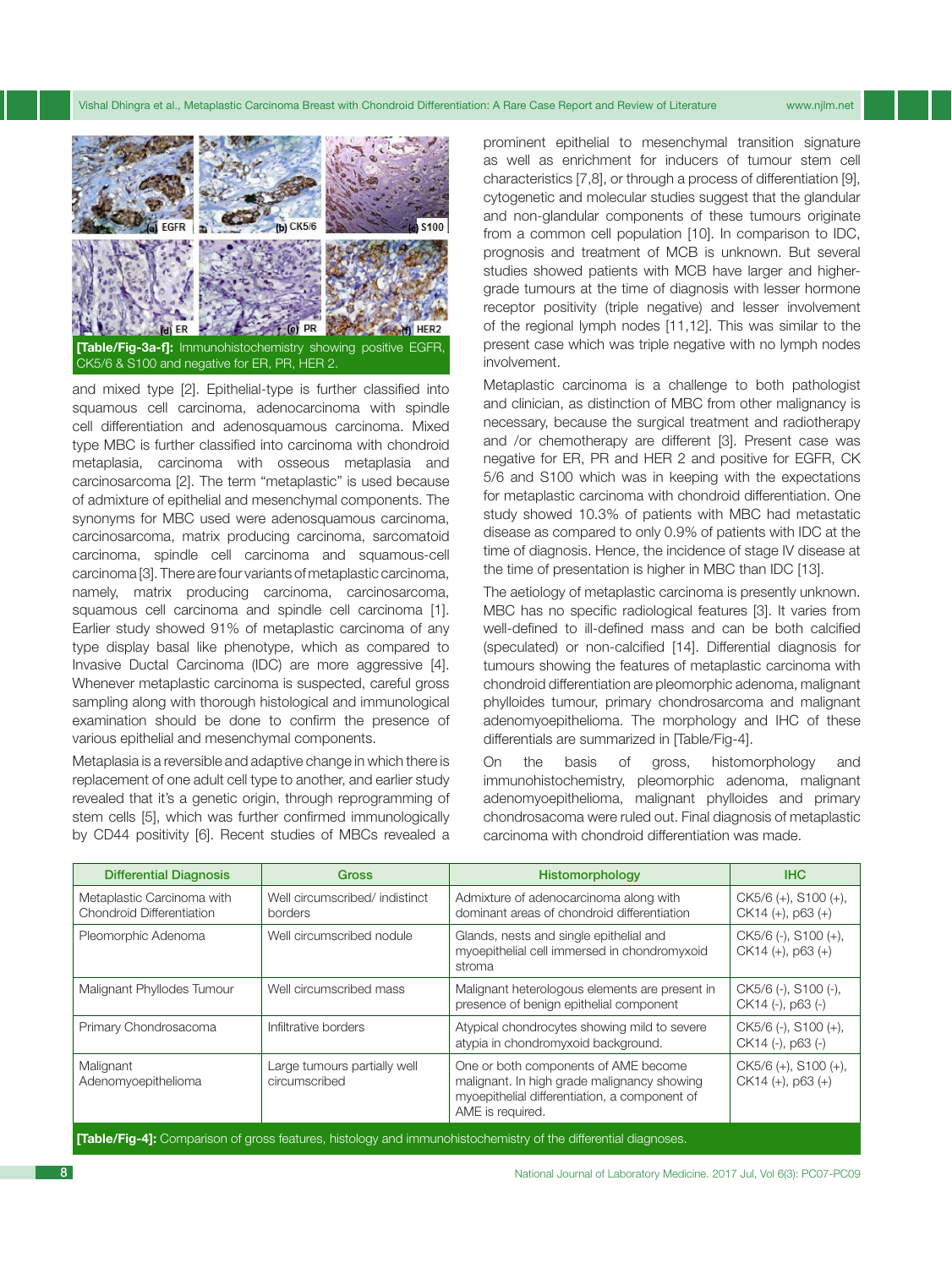[Table/Fig-3a-f]: Immunohistochemistry showing positive EGFR, CK5/6 & S100 and negative for ER, PR, HER 2.

and mixed type [2]. Epithelial-type is further classified into squamous cell carcinoma, adenocarcinoma with spindle cell differentiation and adenosquamous carcinoma. Mixed type MBC is further classified into carcinoma with chondroid metaplasia, carcinoma with osseous metaplasia and carcinosarcoma [2]. The term "metaplastic" is used because of admixture of epithelial and mesenchymal components. The synonyms for MBC used were adenosquamous carcinoma, carcinosarcoma, matrix producing carcinoma, sarcomatoid carcinoma, spindle cell carcinoma and squamous-cell carcinoma [3]. There are four variants of metaplastic carcinoma, namely, matrix producing carcinoma, carcinosarcoma, squamous cell carcinoma and spindle cell carcinoma [1]. Earlier study showed 91% of metaplastic carcinoma of any type display basal like phenotype, which as compared to Invasive Ductal Carcinoma (IDC) are more aggressive [4]. Whenever metaplastic carcinoma is suspected, careful gross sampling along with thorough histological and immunological examination should be done to confirm the presence of various epithelial and mesenchymal components.

Metaplasia is a reversible and adaptive change in which there is replacement of one adult cell type to another, and earlier study revealed that it's a genetic origin, through reprogramming of stem cells [5], which was further confirmed immunologically by CD44 positivity [6]. Recent studies of MBCs revealed a prominent epithelial to mesenchymal transition signature as well as enrichment for inducers of tumour stem cell characteristics [7,8], or through a process of differentiation [9], cytogenetic and molecular studies suggest that the glandular and non-glandular components of these tumours originate from a common cell population [10]. In comparison to IDC, prognosis and treatment of MCB is unknown. But several studies showed patients with MCB have larger and higher-grade tumours at the time of diagnosis with lesser hormone receptor positivity (triple negative) and lesser involvement of the regional lymph nodes [11,12]. This was similar to the present case which was triple negative with no lymph nodes involvement.

Metaplastic carcinoma is a challenge to both pathologist and clinician, as distinction of MBC from other malignancy is necessary, because the surgical treatment and radiotherapy and /or chemotherapy are different [3]. Present case was negative for ER, PR and HER 2 and positive for EGFR, CK 5/6 and S100 which was in keeping with the expectations for metaplastic carcinoma with chondroid differentiation. One study showed 10.3% of patients with MBC had metastatic disease as compared to only 0.9% of patients with IDC at the time of diagnosis. Hence, the incidence of stage IV disease at the time of presentation is higher in MBC than IDC [13].

The aetiology of metaplastic carcinoma is presently unknown. MBC has no specific radiological features [3]. It varies from well-defined to ill-defined mass and can be both calcified (speculated) or non-calcified [14]. Differential diagnosis for tumours showing the features of metaplastic carcinoma with chondroid differentiation are pleomorphic adenoma, malignant phylloides tumour, primary chondrosarcoma and malignant adenomyoepithelioma. The morphology and IHC of these differentials are summarized in [Table/Fig-4].

On the basis of gross, histomorphology and immunohistochemistry, pleomorphic adenoma, malignant adenomyoepithelioma, malignant phylloides and primary chondrosacoma were ruled out. Final diagnosis of metaplastic carcinoma with chondroid differentiation was made.

| Differential Diagnosis | Gross | Histomorphology | IHC |
|---|---|---|---|
| Metaplastic Carcinoma with Chondroid Differentiation | Well circumscribed/ indistinct borders | Admixture of adenocarcinoma along with dominant areas of chondroid differentiation | CK5/6 (+), S100 (+), CK14 (+), p63 (+) |
| Pleomorphic Adenoma | Well circumscribed nodule | Glands, nests and single epithelial and myoepithelial cell immersed in chondromyxoid stroma | CK5/6 (-), S100 (+), CK14 (+), p63 (+) |
| Malignant Phyllodes Tumour | Well circumscribed mass | Malignant heterologous elements are present in presence of benign epithelial component | CK5/6 (-), S100 (-), CK14 (-), p63 (-) |
| Primary Chondrosacoma | Infiltrative borders | Atypical chondrocytes showing mild to severe atypia in chondromyxoid background. | CK5/6 (-), S100 (+), CK14 (-), p63 (-) |
| Malignant Adenomyoepithelioma | Large tumours partially well circumscribed | One or both components of AME become malignant. In high grade malignancy showing myoepithelial differentiation, a component of AME is required. | CK5/6 (+), S100 (+), CK14 (+), p63 (+) |

**[Table/Fig-4]:** Comparison of gross features, histology and immunohistochemistry of the differential diagnoses.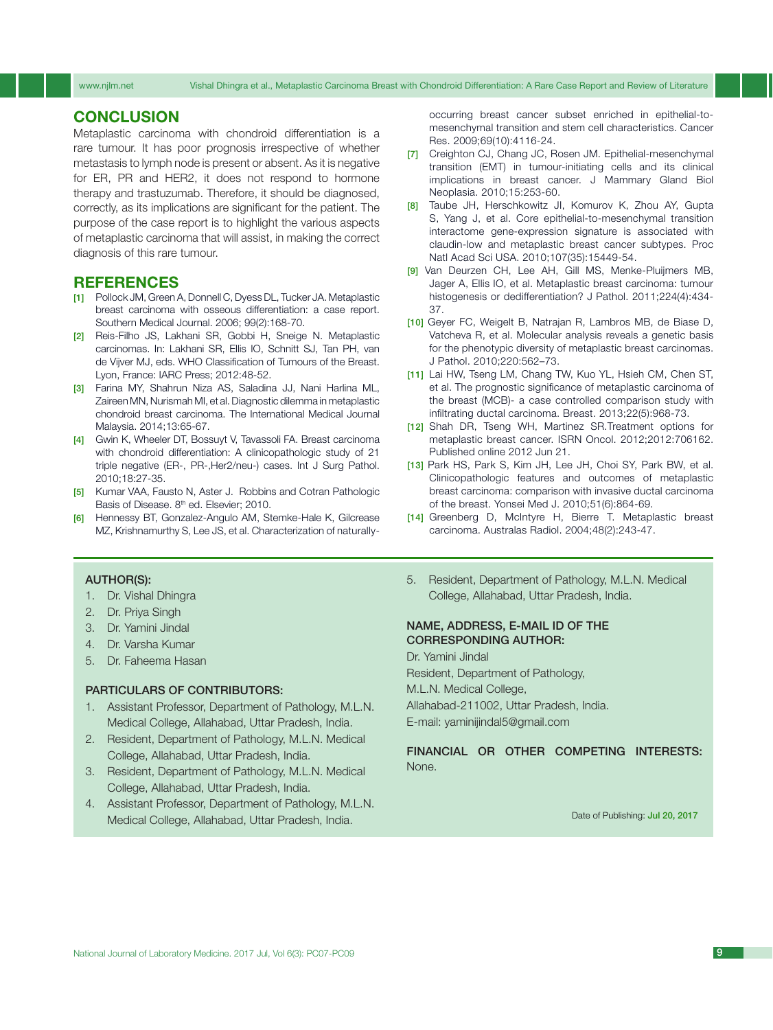## CONCLUSION

Metaplastic carcinoma with chondroid differentiation is a rare tumour. It has poor prognosis irrespective of whether metastasis to lymph node is present or absent. As it is negative for ER, PR and HER2, it does not respond to hormone therapy and trastuzumab. Therefore, it should be diagnosed, correctly, as its implications are significant for the patient. The purpose of the case report is to highlight the various aspects of metaplastic carcinoma that will assist, in making the correct diagnosis of this rare tumour.

## REFERENCES

[1] Pollock JM, Green A, Donnell C, Dyess DL, Tucker JA. Metaplastic breast carcinoma with osseous differentiation: a case report. Southern Medical Journal. 2006; 99(2):168-70.

[2] Reis-Filho JS, Lakhani SR, Gobbi H, Sneige N. Metaplastic carcinomas. In: Lakhani SR, Ellis IO, Schnitt SJ, Tan PH, van de Vijver MJ, eds. WHO Classification of Tumours of the Breast. Lyon, France: IARC Press; 2012:48-52.

[3] Farina MY, Shahrun Niza AS, Saladina JJ, Nani Harlina ML, Zaireen MN, Nurismah MI, et al. Diagnostic dilemma in metaplastic chondroid breast carcinoma. The International Medical Journal Malaysia. 2014;13:65-67.

[4] Gwin K, Wheeler DT, Bossuyt V, Tavassoli FA. Breast carcinoma with chondroid differentiation: A clinicopathologic study of 21 triple negative (ER-, PR-,Her2/neu-) cases. Int J Surg Pathol. 2010;18:27-35.

[5] Kumar VAA, Fausto N, Aster J. Robbins and Cotran Pathologic Basis of Disease. 8th ed. Elsevier; 2010.

[6] Hennessy BT, Gonzalez-Angulo AM, Stemke-Hale K, Gilcrease MZ, Krishnamurthy S, Lee JS, et al. Characterization of naturally-occurring breast cancer subset enriched in epithelial-to-mesenchymal transition and stem cell characteristics. Cancer Res. 2009;69(10):4116-24.

[7] Creighton CJ, Chang JC, Rosen JM. Epithelial-mesenchymal transition (EMT) in tumour-initiating cells and its clinical implications in breast cancer. J Mammary Gland Biol Neoplasia. 2010;15:253-60.

[8] Taube JH, Herschkowitz JI, Komurov K, Zhou AY, Gupta S, Yang J, et al. Core epithelial-to-mesenchymal transition interactome gene-expression signature is associated with claudin-low and metaplastic breast cancer subtypes. Proc Natl Acad Sci USA. 2010;107(35):15449-54.

[9] Van Deurzen CH, Lee AH, Gill MS, Menke-Pluijmers MB, Jager A, Ellis IO, et al. Metaplastic breast carcinoma: tumour histogenesis or dedifferentiation? J Pathol. 2011;224(4):434-37.

[10] Geyer FC, Weigelt B, Natrajan R, Lambros MB, de Biase D, Vatcheva R, et al. Molecular analysis reveals a genetic basis for the phenotypic diversity of metaplastic breast carcinomas. J Pathol. 2010;220:562–73.

[11] Lai HW, Tseng LM, Chang TW, Kuo YL, Hsieh CM, Chen ST, et al. The prognostic significance of metaplastic carcinoma of the breast (MCB)- a case controlled comparison study with infiltrating ductal carcinoma. Breast. 2013;22(5):968-73.

[12] Shah DR, Tseng WH, Martinez SR.Treatment options for metaplastic breast cancer. ISRN Oncol. 2012;2012:706162. Published online 2012 Jun 21.

[13] Park HS, Park S, Kim JH, Lee JH, Choi SY, Park BW, et al. Clinicopathologic features and outcomes of metaplastic breast carcinoma: comparison with invasive ductal carcinoma of the breast. Yonsei Med J. 2010;51(6):864-69.

[14] Greenberg D, McIntyre H, Bierre T. Metaplastic breast carcinoma. Australas Radiol. 2004;48(2):243-47.

**AUTHOR(S):**

1. Dr. Vishal Dhingra
2. Dr. Priya Singh
3. Dr. Yamini Jindal
4. Dr. Varsha Kumar
5. Dr. Faheema Hasan

**PARTICULARS OF CONTRIBUTORS:**

1. Assistant Professor, Department of Pathology, M.L.N. Medical College, Allahabad, Uttar Pradesh, India.
2. Resident, Department of Pathology, M.L.N. Medical College, Allahabad, Uttar Pradesh, India.
3. Resident, Department of Pathology, M.L.N. Medical College, Allahabad, Uttar Pradesh, India.
4. Assistant Professor, Department of Pathology, M.L.N. Medical College, Allahabad, Uttar Pradesh, India.
5. Resident, Department of Pathology, M.L.N. Medical College, Allahabad, Uttar Pradesh, India.

**NAME, ADDRESS, E-MAIL ID OF THE CORRESPONDING AUTHOR:**

Dr. Yamini Jindal
Resident, Department of Pathology,
M.L.N. Medical College,
Allahabad-211002, Uttar Pradesh, India.
E-mail: yaminijindal5@gmail.com

**FINANCIAL OR OTHER COMPETING INTERESTS:** None.

Date of Publishing: Jul 20, 2017